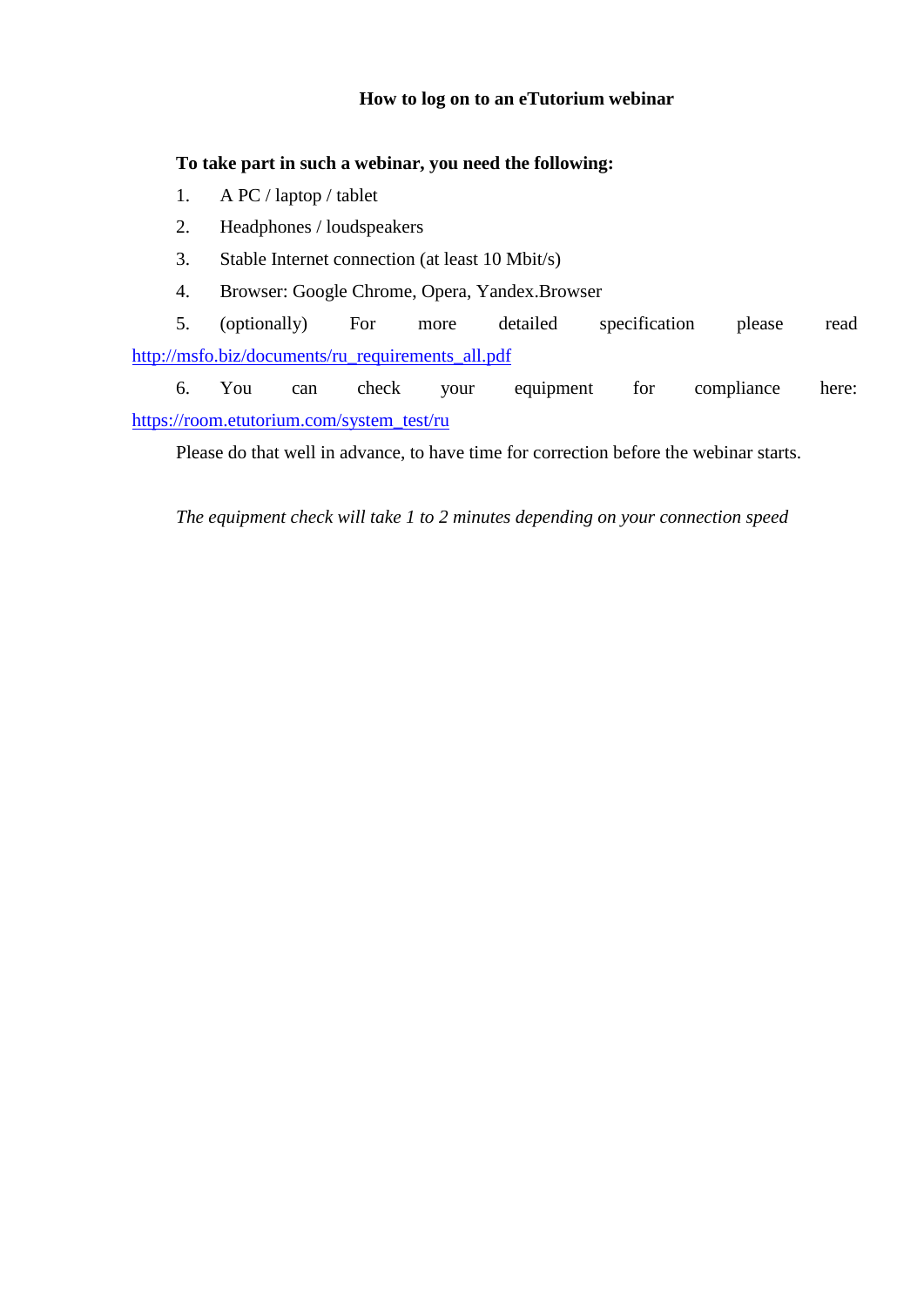# How to log on to an eTutorium webinar

**To take part in such a webinar, you need the following:**

1. A PC / laptop / tablet
2. Headphones / loudspeakers
3. Stable Internet connection (at least 10 Mbit/s)
4. Browser: Google Chrome, Opera, Yandex.Browser
5. (optionally) For more detailed specification please read http://msfo.biz/documents/ru_requirements_all.pdf
6. You can check your equipment for compliance here: https://room.etutorium.com/system_test/ru

Please do that well in advance, to have time for correction before the webinar starts.

*The equipment check will take 1 to 2 minutes depending on your connection speed*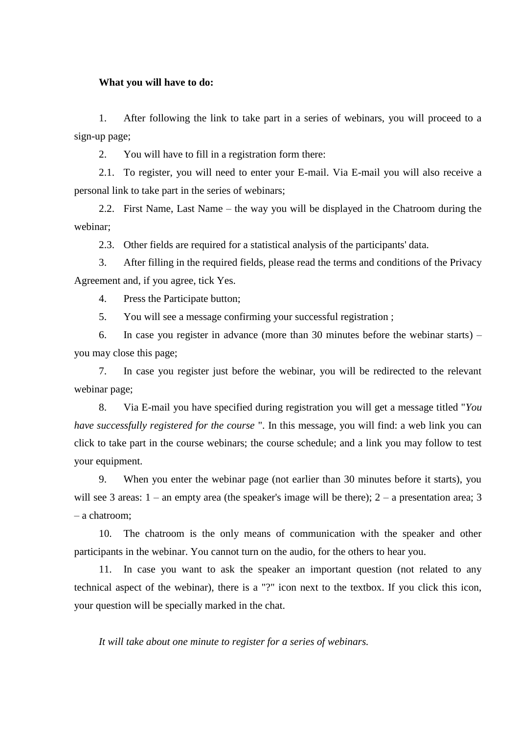**What you will have to do:**

1. After following the link to take part in a series of webinars, you will proceed to a sign-up page;
2. You will have to fill in a registration form there:

   2.1. To register, you will need to enter your E-mail. Via E-mail you will also receive a personal link to take part in the series of webinars;

   2.2. First Name, Last Name – the way you will be displayed in the Chatroom during the webinar;

   2.3. Other fields are required for a statistical analysis of the participants' data.

3. After filling in the required fields, please read the terms and conditions of the Privacy Agreement and, if you agree, tick Yes.
4. Press the Participate button;
5. You will see a message confirming your successful registration ;
6. In case you register in advance (more than 30 minutes before the webinar starts) – you may close this page;
7. In case you register just before the webinar, you will be redirected to the relevant webinar page;
8. Via E-mail you have specified during registration you will get a message titled "*You have successfully registered for the course* ". In this message, you will find: a web link you can click to take part in the course webinars; the course schedule; and a link you may follow to test your equipment.
9. When you enter the webinar page (not earlier than 30 minutes before it starts), you will see 3 areas: 1 – an empty area (the speaker's image will be there); 2 – a presentation area; 3 – a chatroom;
10. The chatroom is the only means of communication with the speaker and other participants in the webinar. You cannot turn on the audio, for the others to hear you.
11. In case you want to ask the speaker an important question (not related to any technical aspect of the webinar), there is a "?" icon next to the textbox. If you click this icon, your question will be specially marked in the chat.

*It will take about one minute to register for a series of webinars.*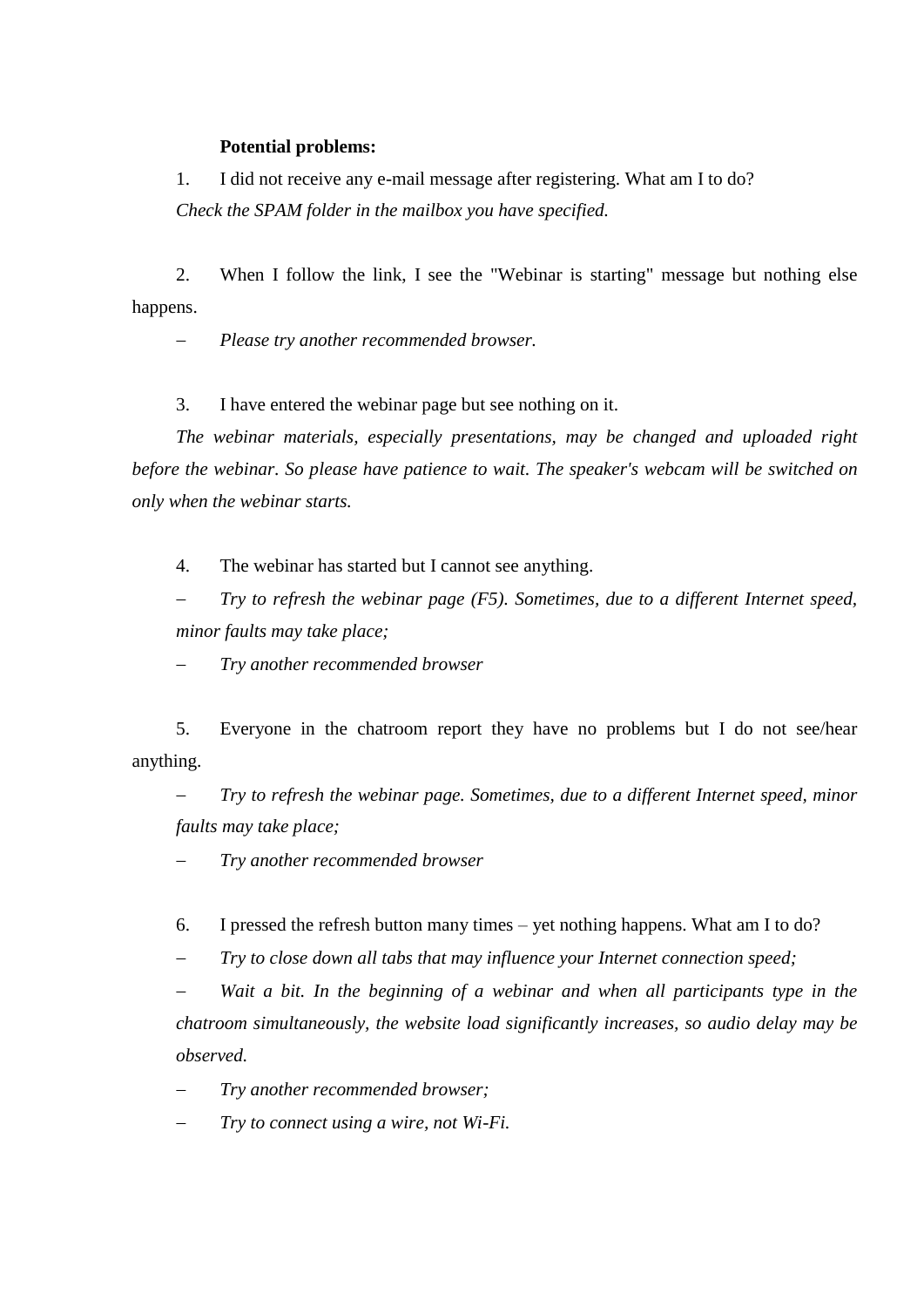**Potential problems:**

1. I did not receive any e-mail message after registering. What am I to do?

*Check the SPAM folder in the mailbox you have specified.*

2. When I follow the link, I see the "Webinar is starting" message but nothing else happens.

– *Please try another recommended browser.*

3. I have entered the webinar page but see nothing on it.

*The webinar materials, especially presentations, may be changed and uploaded right before the webinar. So please have patience to wait. The speaker's webcam will be switched on only when the webinar starts.*

4. The webinar has started but I cannot see anything.

– *Try to refresh the webinar page (F5). Sometimes, due to a different Internet speed, minor faults may take place;*

– *Try another recommended browser*

5. Everyone in the chatroom report they have no problems but I do not see/hear anything.

– *Try to refresh the webinar page. Sometimes, due to a different Internet speed, minor faults may take place;*

– *Try another recommended browser*

6. I pressed the refresh button many times – yet nothing happens. What am I to do?

– *Try to close down all tabs that may influence your Internet connection speed;*

– *Wait a bit. In the beginning of a webinar and when all participants type in the chatroom simultaneously, the website load significantly increases, so audio delay may be observed.*

– *Try another recommended browser;*

– *Try to connect using a wire, not Wi-Fi.*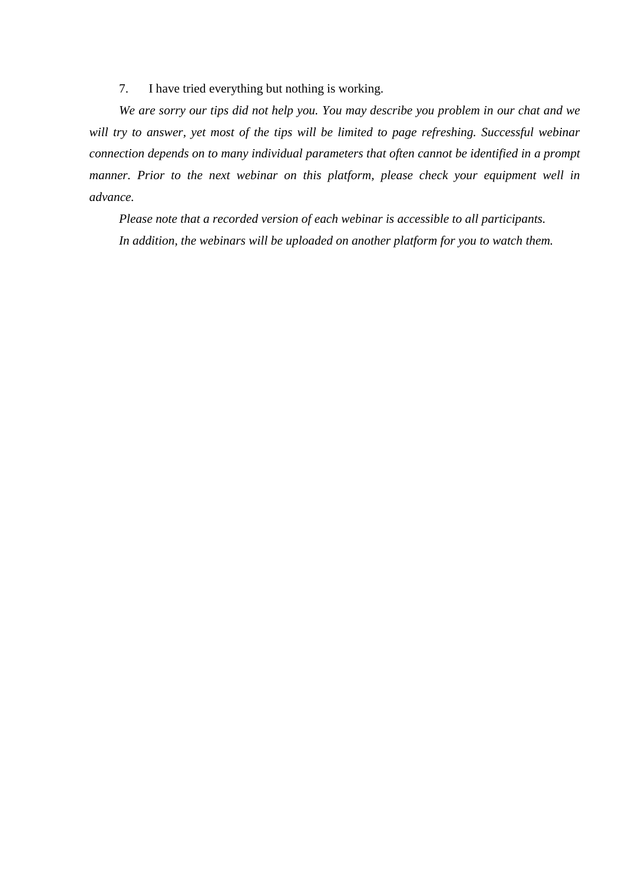7. I have tried everything but nothing is working.

*We are sorry our tips did not help you. You may describe you problem in our chat and we will try to answer, yet most of the tips will be limited to page refreshing. Successful webinar connection depends on to many individual parameters that often cannot be identified in a prompt manner. Prior to the next webinar on this platform, please check your equipment well in advance.*

*Please note that a recorded version of each webinar is accessible to all participants.*

*In addition, the webinars will be uploaded on another platform for you to watch them.*